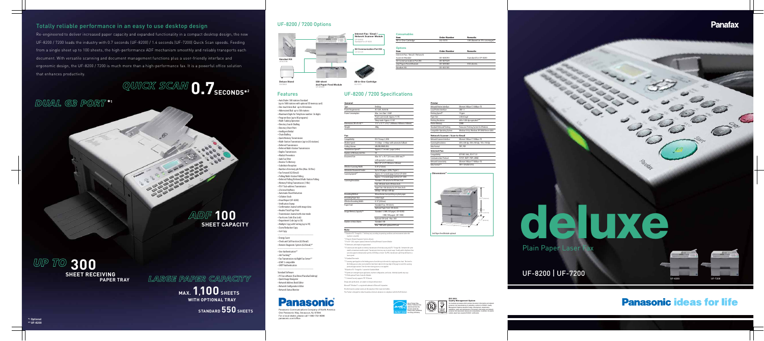# Totally reliable performance in an easy to use desktop design

Re-engineered to deliver increased paper capacity and expanded functionality in a compact desktop design, the new UF-8200 / 7200 leads the industry with 0.7 seconds (UF-8200) / 1.4 seconds (UF-7200) Quick Scan speeds. Feeding from a single sheet up to 100 sheets, the high-performance ADF mechanism smoothly and reliably transports each document. With versatile scanning and document management functions plus a user-friendly interface and ergonomic design, the UF-8200 / 7200 is much more than a high-performance fax. It is a powerful office solution that enhances productivity.

QUICK SCAN **0.7** SECONDS*2

DUAL G3 PORT*1

ADF **100** SHEET CAPACITY

UP TO **300** SHEET RECEIVING PAPER TRAY

LARGE PAPER CAPACITY

MAX. **1,100** SHEETS WITH OPTIONAL TRAY

STANDARD **550** SHEETS

*1 Optional
*2 UF-8200

## UF-8200 / 7200 Options

- Handset Kit UE-403183
- Internet Fax / Email / Network Scanner Module UE-404093 Standard for UF-8200
- G3 Communication Port Kit UE-407029
- Deluxe Stand DA-DS184
- 500-sheet 2nd Paper Feed Module UE-409083
- All-In-One Cartridge UG-5570

### Consumables

| Item | Order Number | Remarks |
|---|---|---|
| All-In-One Cartridge | UG-5570 | 10K (Based on 5% coverage)*2 |

### Options

| Item | Order Number | Remarks |
|---|---|---|
| Internet Fax / Email / Network Scanner Module | UE-404093 | Standard for UF-8200 |
| G3 Communication Port Kit | UE-407029 | |
| 2nd Paper Feed Module | UE-409083 | 550 sheets |
| Handset Kit | UE-403183 | |

## Features

- Auto Dialer: 500 stations Standard (up to 1000 stations with optional SD memory card)
- One-touch Auto Dial: up to 48 stations
- Abbreviated Dial: up to 500 stations
- Maximum Digits for Telephone number: 36 digits
- Program Keys (up to 80 programs)
- Multi-Tasking Operation
- Directory Search Dialling
- Directory Sheet Print
- Intelligent Redial
- Chain Dialling
- Quick Memory Transmission
- Multi-Station Transmission (up to 650 stations)
- Deferred Transmission
- Deferred Multi-Station Transmission
- Duplex Transmission
- Manual Precedence
- Junk Fax Filter
- Receive To Memory
- Substitute Reception
- Number of memory job files (Max. 50 files)
- Fax Forward (G3/Email)
- Polling/Multi-Station Polling
- Deferred Polling/Deferred Multi-Station Polling
- Memory Polling Transmission (1 file)
- ITU-T Sub-address Transmission
- 256-level Halftone
- Automatic Fixed Reduction
- Collation Stack
- Email Report (UF-8200)
- Verification Stamp
- Confirmation Journal with Image data
- Header/Total Page Print
- Transmission Journal with error mode
- Fax Access Code (Fax Code)
- Department Code (up to 20)
- Multiple Copy with Sorting (up to 99)
- Zoom/Reduction Copy
- Sort Copy

- Energy Saver
- Check and Call Function (G3/Email)
- Remote Diagnostic System (G3/Email)**

- User Authentication**
- Job Tracking**
- Fax Transmission via RightFax Server**
- LDAP 3 compatible
- SMTP Authentication

Standard Software
- PC Fax software (Fax Driver/Panafax Desktop)
- Quick Image Navigator
- Network Address Book Editor
- Network Configuration Editor
- Network Status Monitor

## UF-8200 / 7200 Specifications

### General

| | |
|---|---|
| Type | Desktop |
| Power Requirements | AC 120V, 50/60 Hz |
| Power Consumption | Max.: less than 1,150W |
| | Power saver mode: Approx. 9.5 W |
| | Sleep mode: Approx. 4.5 W |
| Dimensions (W x D x H)*3 | 17.3" x 17.3" x 16.2" (440mm x 440mm x 412mm) |
| Weight | 28kg |

### Fax

| | |
|---|---|
| Compatibility | ITU-T Group 3, ECM |
| Modem Speed | 33.6 kbps – 2.4 kbps with automatic fallback |
| Coding Scheme | MH/MR/MMR/JBIG |
| Transmission Speed*4 | Approx. 2.7 seconds / page (Letter) |
| Number of Memory Job files | 50 |
| Document Size | Max. 8.5" x 78.7" (216 mm x 2000 mm)*5 with operator's assistance |
| | Min. 5.8" x 5.8" (148 mm x 128 mm) |
| Effective Scanning Width | 8.35" (212mm) |
| Automatic Document Feeder | Up to 100 pages (20 lbs. Paper) |
| Scanning Speed*6 | Approx. 0.7 seconds/page (Letter) UF-8200 |
| | Approx. 1.4 seconds/page (Letter) UF-7200 |
| Scanning Resolution | Standard: 203 dots/inch x 98 lines/inch |
| | Fine: 203 dots/inch x 196 lines/inch |
| | Super Fine: 406 dots/inch x 391 lines/inch |
| | 600 dpi: 600 dpi x 600 dpi |
| Recording Method | Monochrome laser printing on plain paper |
| Recording Paper Size | Letter/Legal |
| Effective Recording Width | 8.15" (207mm) |
| Paper Feed | Standard Tray: 550 sheets |
| | Optional Paper Feed: 550 sheets |
| Image Memory Capacity*3 | Standard: 12 MB (1,200 pages) (UF-8200) |
| | 8 MB (800 pages) (UF-7200) |
| | Optional (SD Card) : Max. 4GB |
| Number of Auto Dialers | Standard: 500 |
| | Max. 1000 with optional SD Card |

### Printer

| | |
|---|---|
| Network Printer Interface | Ethernet 10Base-T/100Base-TX |
| Local Printer Interface | USB 1.1 |
| Printing Speed*3 | 19 ppm |
| Paper Size | Letter/Legal |
| Printing Resolution | 600 x 1200 dpi equivalent*10 |
| Printer Memory | 32MB |
| Standard Network Printing | Panasonic Printing System for Windows |
| Compatible Operating System | Windows Vista, Windows XP, 2000/Server 2003 |

### Network Scanner / Scan-to-Email

| | |
|---|---|
| Network Scanner Interface | Ethernet 10Base-T/100Base-TX |
| Scanning Resolution | 600 x 600 dpi, 300 x 300 dpi, 150 x 150 dpi |
| Data Format | TIFF, PDF |

### Internet Fax

| | |
|---|---|
| Compatibility | IETF RFC 2305, ITU-T T.37 |
| Communication Protocol | TCP/IP, SMTP, POP3, LDAP |
| Network Connectivity | Ethernet 10Base-T/100Base-TX |
| Data Format*11 | TIFF-F (Profile S/F) |

Dimensions*3

17.3" (440mm) · 16.2" (412mm) · 10.8" (275mm) · 5.2" (132mm)

2nd Paper Feed Module optional

### Note

*1 Based on ITU-T image No. 1. Test may vary according to operating conditions and transmission time to machine is installed.
*2 Requires Network Expansion Option software.
*3 For UF-7200, requires optional Internet Fax/Email/Network Scanner Module.
*4 Dimensions and weights are approximate.
*5 Transmission time applies to memory transmission of text data only with ITU-T Image No. 1 at transmission mode/circumstance communicated. Transmission time may vary in actual usage. Usually public telephone lines are only support communication speeds of 28.8 kbps or lower. The PBX limitations in speed may fall back to a lower speed.
*6 Standard Document.
*7 Scanning speed applies to the feeding process from the top to the end of a single page test sheet. The time for the feeding process does not include the time that it takes for the first page to reach the scanning point and scan completion. It is for the first sheet being scanned or the speed of ...
*8 Based on ITU-T Image No. 1 scanned in Standard Mode.
*9 Speeds are for original specifications; machine configurations, and usage. Individual speeds may vary.
*10 With optional Printer Controller/Software.
*11 Internet Fax only supports TIFF-F format.

Design and specifications are subject to change without notice.
Microsoft® Windows® is a registered trademark of Microsoft Corporation.
All other brand or product names are the property of their respective holders.
This Product is designed for Federal Government-ordered tolerances in compliance with the FedEx licenses.

**Panasonic**

Panasonic Communications Company of North America
One Panasonic Way, Secaucus, NJ 07094
For a local dealer, please call 1-800-742-8086
panasonic.com/office

ISO 9001
Quality Management System

# Panafax

# deluxe

Plain Paper Laser Fax

## UF-8200 | UF-7200

UF-8200 UF-7200

**Panasonic ideas for life**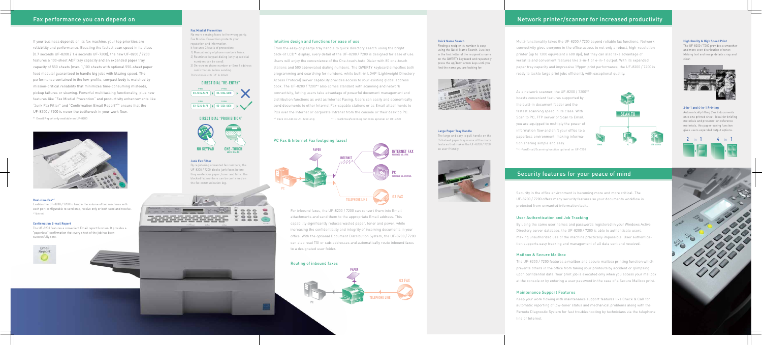## Fax performance you can depend on

If your business depends on its fax machine, your top priorities are reliability and performance. Boasting the fastest scan speed in its class (0.7 seconds UF-8200 / 1.4 seconds UF-7200), the new UF-8200 / 7200 features a 100-sheet ADF tray capacity and an expanded paper tray capacity of 550 sheets (max. 1,100 sheets with optional 550-sheet paper feed module) guaranteed to handle big jobs with blazing speed. The performance contained in the low-profile, compact body is matched by mission-critical reliability that minimizes time-consuming misfeeds, pickup failures or skewing. Powerful multitasking functionality, plus new features like "Fax Misdial Prevention" and productivity enhancements like "Junk Fax Filter" and "Confirmation Email Report*[1]" ensure that the UF-8200 / 7200 is never the bottleneck in your work flow.

*[1] Email Report only available on UF-8200

#### Dual-Line Fax*[2]

Enables the UF-8200 / 7200 to handle the volume of two machines with each port configurable to send only, receive only or both send and receive.

*[2] Optional

#### Confirmation E-mail Report

The UF-8200 features a convenient Email report function. It provides a "paperless" confirmation that every sheet of the job has been successfully sent.

Email Report

#### Fax Misdial Prevention

No more sending faxes to the wrong party. Fax Misdial Prevention protects your reputation and information.

It features 3 levels of protection:

1) Manual entry of phone numbers twice.
2) Restricted keypad dialing (only speed dial numbers can be used).
3) On-screen phone number or Email address confirmation before sending.

This function is set to "off" by default.

DIRECT DIAL "RE-ENTRY"

1st DIAL 03-1234-5678 2nd DIAL 03-1234-5670

1st DIAL 03-1234-5678 2nd DIAL 03-1234-5678

DIRECT DIAL "PROHIBITION"

NO KEYPAD ONE-TOUCH ABBR. DIALING

#### Junk Fax Filter

By registering unwanted fax numbers, the UF-8200 / 7200 blocks junk faxes before they waste your paper, toner and time. The blocked fax numbers can be confirmed on the fax communication log.

### Intuitive design and functions for ease of use

From the easy-grip large tray handle to quick directory search using the bright back-lit LCD*[1] display, every detail of the UF-8200 / 7200 is designed for ease of use. Users will enjoy the convenience of the One-touch Auto Dialer with 80 one-touch stations and 500 abbreviated dialing numbers. The QWERTY keyboard simplifies both programming and searching for numbers, while built-in LDAP (Lightweight Directory Access Protocol) server capability provides access to your existing global address book. The UF-8200 / 7200*[2] also comes standard with scanning and network connectivity, letting users take advantage of powerful document management and distribution functions as well as Internet Faxing. Users can easily and economically send documents to other Internet Fax-capable stations or as Email attachments to PCs over the Internet or corporate Intranet from the console or their desktop PC.

*[1] Back lit LCD on UF-8200 only. *[2] I-Fax/Email/Scanning function optional on UF-7200

### PC Fax & Internet Fax (outgoing faxes)

PAPER

INTERNET

INTERNET FAX RECEIVED AS A FAX

PC RECEIVED AS AN EMAIL

PC

TELEPHONE LINE

G3 FAX

For inbound faxes, the UF-8200 / 7200 can convert them into Email attachments and send them to the appropriate Email address. This capability significantly reduces wasted paper, toner and power, while increasing the confidentiality and integrity of incoming documents in your office. With the optional Document Distribution System, the UF-8200 / 7200 can also read TSI or sub-addresses and automatically route inbound faxes to a designated user folder.

### Routing of inbound faxes

PAPER

G3 FAX

TELEPHONE LINE

PC

#### Quick Name Search

Finding a recipient's number is easy using the Quick Name Search. Just key in the first letter of the recipient's name on the QWERTY keyboard and repeatedly press the up/down arrow keys until you find the name you are looking for.

#### Large Paper Tray Handle

The large and easy to pull handle on the 550-sheet paper tray is one of the many features that makes the UF-8200 / 7200 so user friendly.

## Network printer/scanner for increased productivity

Multi-functionality takes the UF-8200 / 7200 beyond reliable fax functions. Network connectivity gives everyone in the office access to not only a robust, high-resolution printer (up to 1200 equivalent x 600 dpi), but they can also take advantage of versatile and convenient features like 2-in-1 or 4-in-1 output. With its expanded paper tray capacity and impressive 19ppm print performance, the UF-8200 / 7200 is ready to tackle large print jobs efficiently with exceptional quality.

As a network scanner, the UF-8200 / 7200*[1] boasts convenient features supported by the built-in document feeder and the fastest scanning speed in its class. With Scan to PC, FTP server or Scan to Email, you are equipped to multiply the power of information flow and shift your office to a paperless environment, making information sharing simple and easy.

*[1] I-Fax/Email/Scanning function optional on UF-7200

SCAN TO

EMAIL PC FTP SERVER

#### High Quality & High Speed Print

The UF-8200 / 7200 provides a smoother and more even distribution of toner. Making text and image details crisp and clear.

#### 2-in-1 and 4-in-1 Printing

Automatically fitting 2 or 4 documents onto one printed sheet. Ideal for briefing materials and presentation reference materials, this paper-saving function gives users expanded output options.

2 in 1 4 in 1

## Security features for your peace of mind

Security in the office environment is becoming more and more critical. The UF-8200 / 7200 offers many security features so your documents workflow is protected from unwanted information leaks.

### User Authentication and Job Tracking

By using the same user names and passwords registered in your Windows Active Directory server database, the UF-8200 / 7200 is able to authenticate users, making unauthorized use of the machine practically impossible. User authentication supports easy tracking and management of all data sent and received.

### Mailbox & Secure Mailbox

The UF-8200 / 7200 features a mailbox and secure mailbox printing function which prevents others in the office from taking your printouts by accident or glimpsing upon confidential data. Your print job is executed only when you access your mailbox at the console or by entering a user password in the case of a Secure Mailbox print.

### Maintenance Support Features

Keep your work flowing with maintenance support features like Check & Call for automatic reporting of low-toner status and mechanical problems along with the Remote Diagnostic System for fast troubleshooting by technicians via the telephone line or Internet.